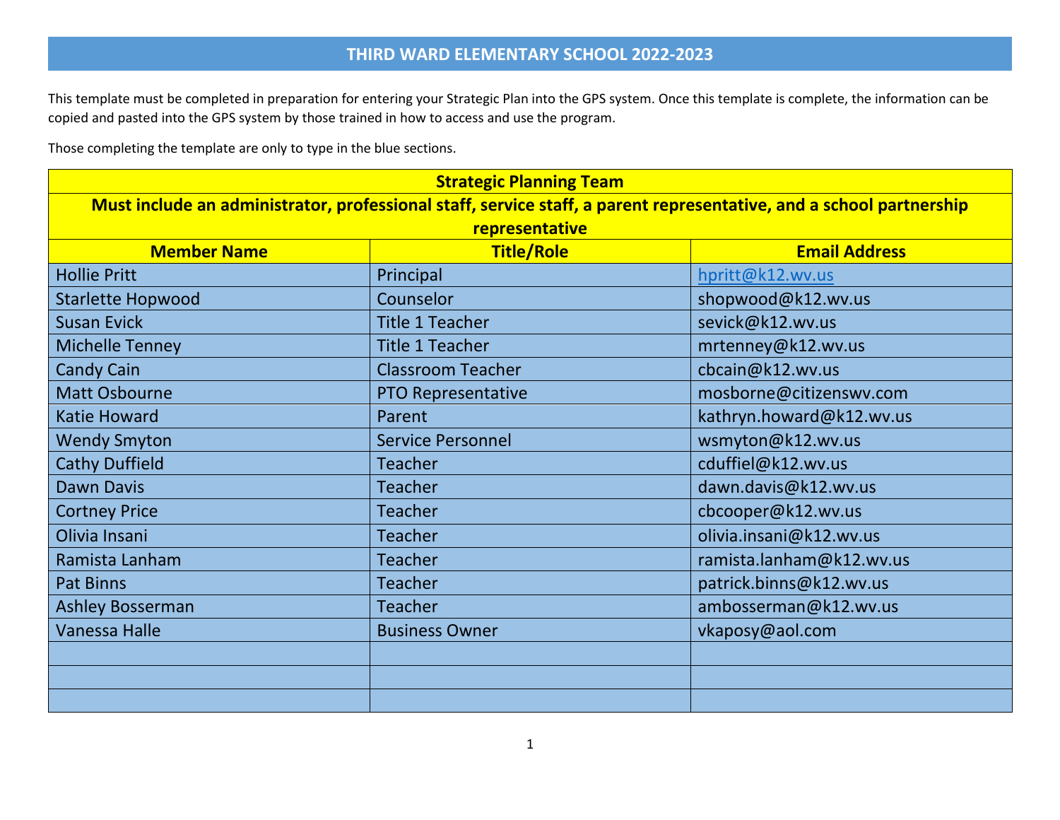# THIRD WARD ELEMENTARY SCHOOL 2022-2023

This template must be completed in preparation for entering your Strategic Plan into the GPS system. Once this template is complete, the information can be copied and pasted into the GPS system by those trained in how to access and use the program.

Those completing the template are only to type in the blue sections.

| **Strategic Planning Team** | | |
|---|---|---|
| **Must include an administrator, professional staff, service staff, a parent representative, and a school partnership representative** | | |
| **Member Name** | **Title/Role** | **Email Address** |
| Hollie Pritt | Principal | hpritt@k12.wv.us |
| Starlette Hopwood | Counselor | shopwood@k12.wv.us |
| Susan Evick | Title 1 Teacher | sevick@k12.wv.us |
| Michelle Tenney | Title 1 Teacher | mrtenney@k12.wv.us |
| Candy Cain | Classroom Teacher | cbcain@k12.wv.us |
| Matt Osbourne | PTO Representative | mosborne@citizenswv.com |
| Katie Howard | Parent | kathryn.howard@k12.wv.us |
| Wendy Smyton | Service Personnel | wsmyton@k12.wv.us |
| Cathy Duffield | Teacher | cduffiel@k12.wv.us |
| Dawn Davis | Teacher | dawn.davis@k12.wv.us |
| Cortney Price | Teacher | cbcooper@k12.wv.us |
| Olivia Insani | Teacher | olivia.insani@k12.wv.us |
| Ramista Lanham | Teacher | ramista.lanham@k12.wv.us |
| Pat Binns | Teacher | patrick.binns@k12.wv.us |
| Ashley Bosserman | Teacher | ambosserman@k12.wv.us |
| Vanessa Halle | Business Owner | vkaposy@aol.com |
| | | |
| | | |
| | | |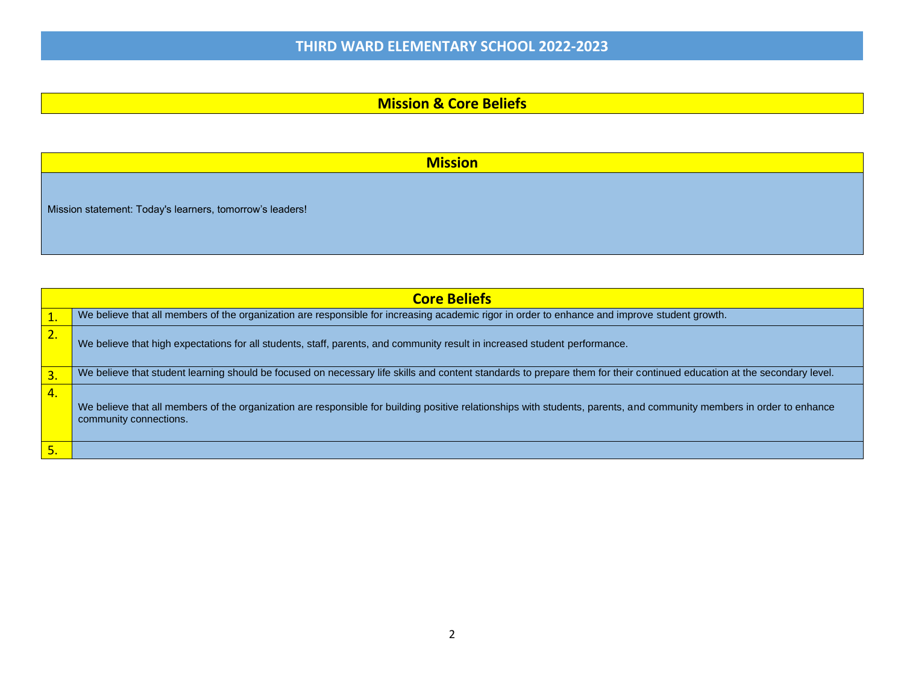# THIRD WARD ELEMENTARY SCHOOL 2022-2023

## Mission & Core Beliefs

### Mission

Mission statement: Today's learners, tomorrow's leaders!

### Core Beliefs

| | |
|---|---|
| 1. | We believe that all members of the organization are responsible for increasing academic rigor in order to enhance and improve student growth. |
| 2. | We believe that high expectations for all students, staff, parents, and community result in increased student performance. |
| 3. | We believe that student learning should be focused on necessary life skills and content standards to prepare them for their continued education at the secondary level. |
| 4. | We believe that all members of the organization are responsible for building positive relationships with students, parents, and community members in order to enhance community connections. |
| 5. | |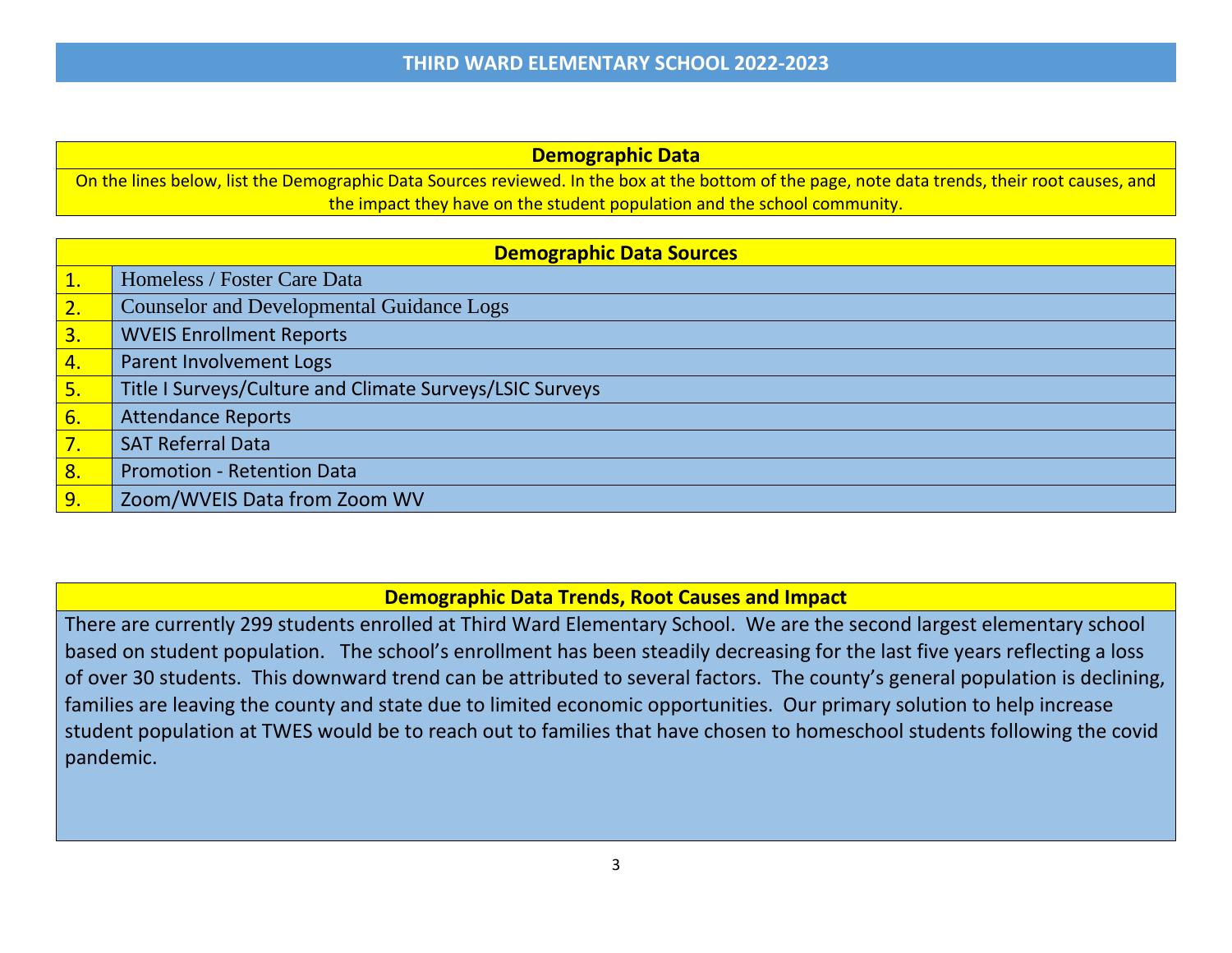# THIRD WARD ELEMENTARY SCHOOL 2022-2023

## Demographic Data

On the lines below, list the Demographic Data Sources reviewed. In the box at the bottom of the page, note data trends, their root causes, and the impact they have on the student population and the school community.

| Demographic Data Sources | |
|---|---|
| 1. | Homeless / Foster Care Data |
| 2. | Counselor and Developmental Guidance Logs |
| 3. | WVEIS Enrollment Reports |
| 4. | Parent Involvement Logs |
| 5. | Title I Surveys/Culture and Climate Surveys/LSIC Surveys |
| 6. | Attendance Reports |
| 7. | SAT Referral Data |
| 8. | Promotion - Retention Data |
| 9. | Zoom/WVEIS Data from Zoom WV |

## Demographic Data Trends, Root Causes and Impact

There are currently 299 students enrolled at Third Ward Elementary School. We are the second largest elementary school based on student population. The school's enrollment has been steadily decreasing for the last five years reflecting a loss of over 30 students. This downward trend can be attributed to several factors. The county's general population is declining, families are leaving the county and state due to limited economic opportunities. Our primary solution to help increase student population at TWES would be to reach out to families that have chosen to homeschool students following the covid pandemic.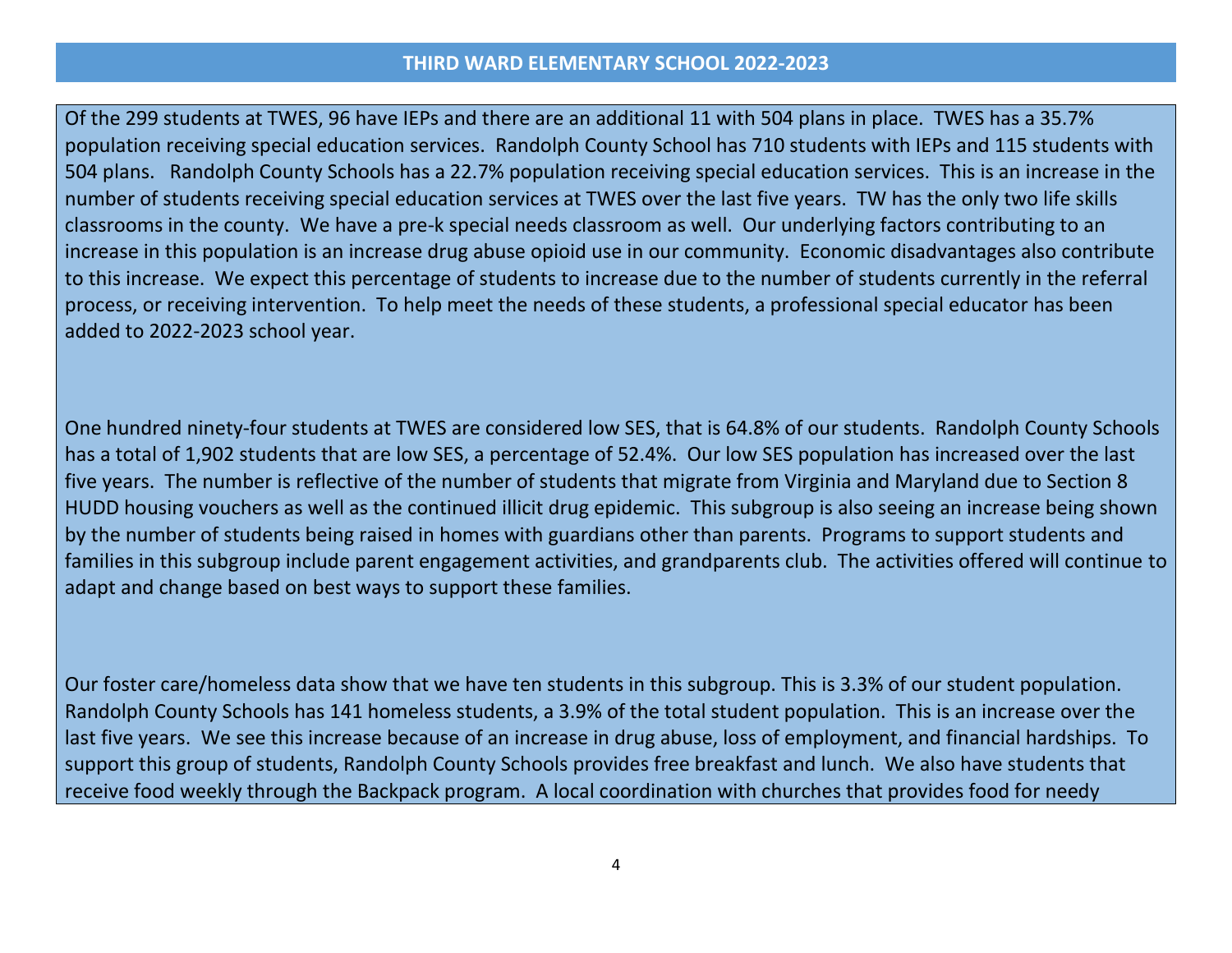## THIRD WARD ELEMENTARY SCHOOL 2022-2023

Of the 299 students at TWES, 96 have IEPs and there are an additional 11 with 504 plans in place. TWES has a 35.7% population receiving special education services. Randolph County School has 710 students with IEPs and 115 students with 504 plans. Randolph County Schools has a 22.7% population receiving special education services. This is an increase in the number of students receiving special education services at TWES over the last five years. TW has the only two life skills classrooms in the county. We have a pre-k special needs classroom as well. Our underlying factors contributing to an increase in this population is an increase drug abuse opioid use in our community. Economic disadvantages also contribute to this increase. We expect this percentage of students to increase due to the number of students currently in the referral process, or receiving intervention. To help meet the needs of these students, a professional special educator has been added to 2022-2023 school year.

One hundred ninety-four students at TWES are considered low SES, that is 64.8% of our students. Randolph County Schools has a total of 1,902 students that are low SES, a percentage of 52.4%. Our low SES population has increased over the last five years. The number is reflective of the number of students that migrate from Virginia and Maryland due to Section 8 HUDD housing vouchers as well as the continued illicit drug epidemic. This subgroup is also seeing an increase being shown by the number of students being raised in homes with guardians other than parents. Programs to support students and families in this subgroup include parent engagement activities, and grandparents club. The activities offered will continue to adapt and change based on best ways to support these families.

Our foster care/homeless data show that we have ten students in this subgroup. This is 3.3% of our student population. Randolph County Schools has 141 homeless students, a 3.9% of the total student population. This is an increase over the last five years. We see this increase because of an increase in drug abuse, loss of employment, and financial hardships. To support this group of students, Randolph County Schools provides free breakfast and lunch. We also have students that receive food weekly through the Backpack program. A local coordination with churches that provides food for needy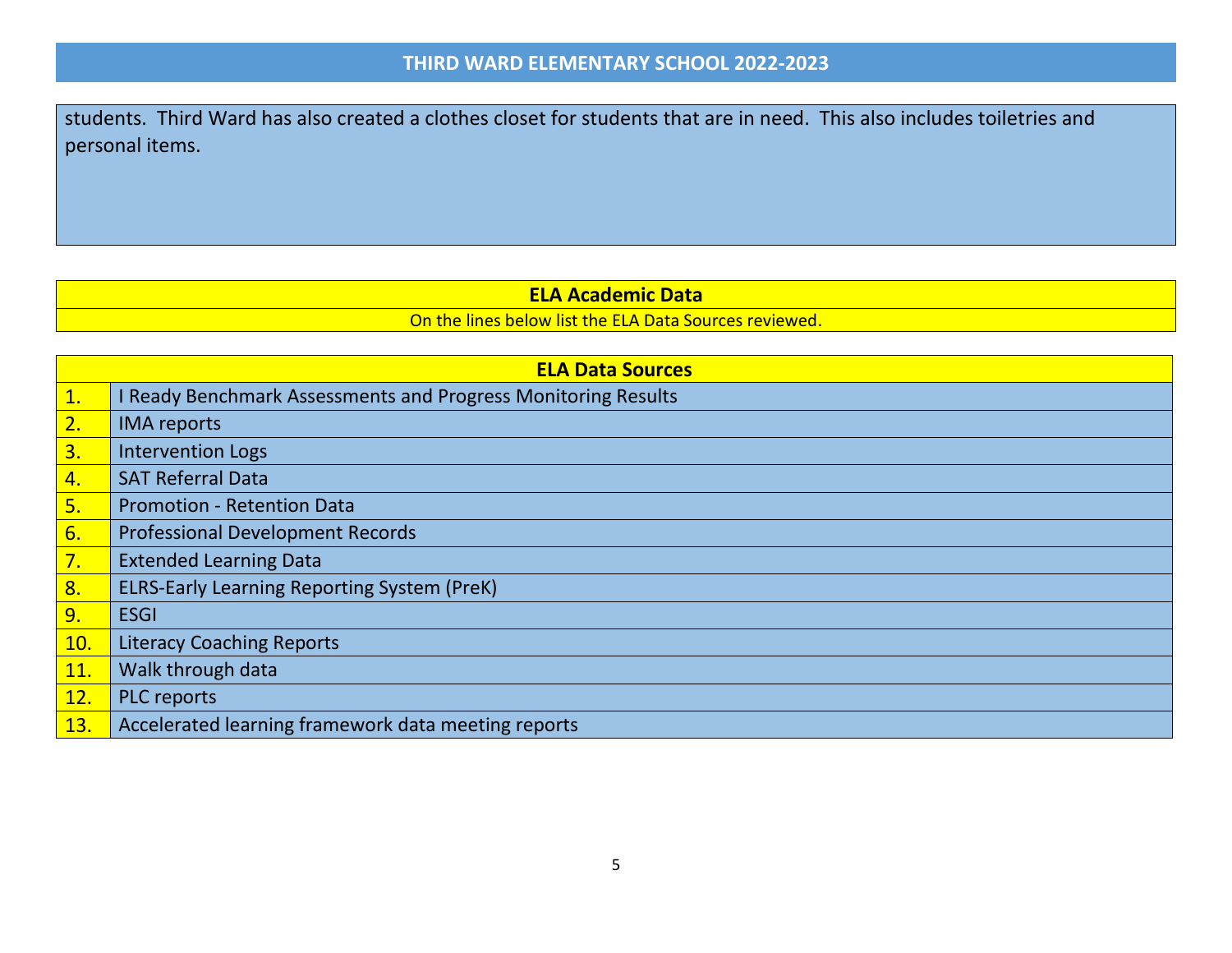students. Third Ward has also created a clothes closet for students that are in need. This also includes toiletries and personal items.

## ELA Academic Data

On the lines below list the ELA Data Sources reviewed.

| ELA Data Sources | |
|---|---|
| 1. | I Ready Benchmark Assessments and Progress Monitoring Results |
| 2. | IMA reports |
| 3. | Intervention Logs |
| 4. | SAT Referral Data |
| 5. | Promotion - Retention Data |
| 6. | Professional Development Records |
| 7. | Extended Learning Data |
| 8. | ELRS-Early Learning Reporting System (PreK) |
| 9. | ESGI |
| 10. | Literacy Coaching Reports |
| 11. | Walk through data |
| 12. | PLC reports |
| 13. | Accelerated learning framework data meeting reports |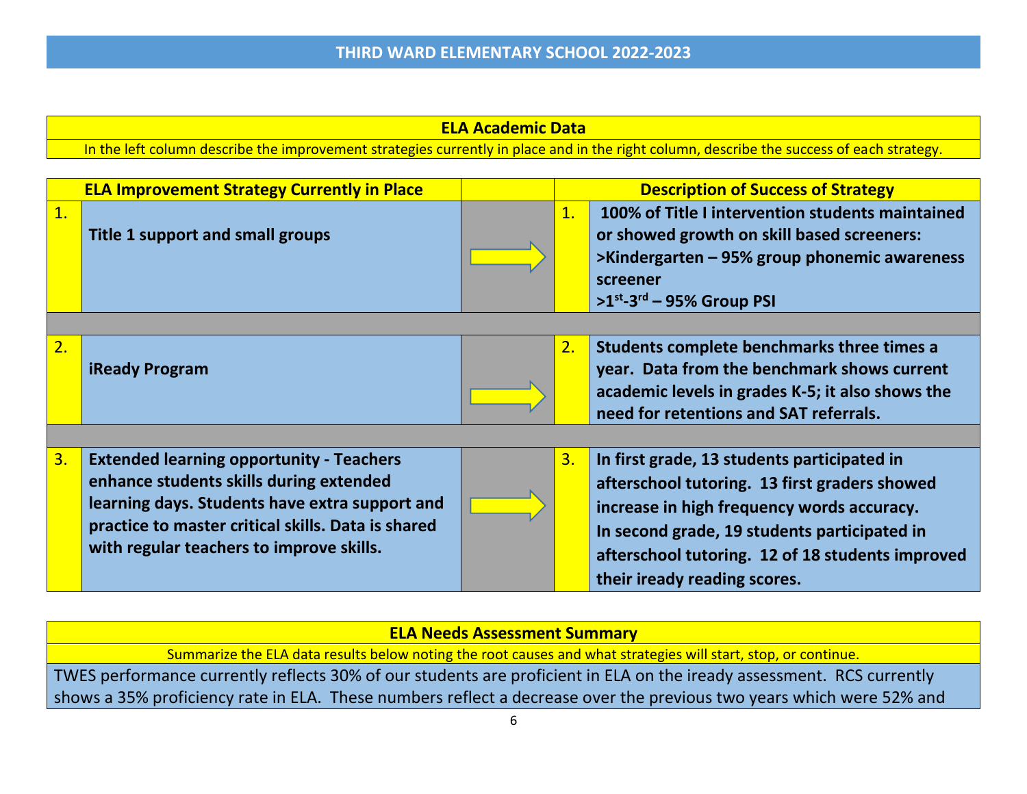## THIRD WARD ELEMENTARY SCHOOL 2022-2023

### ELA Academic Data

In the left column describe the improvement strategies currently in place and in the right column, describe the success of each strategy.

| | ELA Improvement Strategy Currently in Place | | | Description of Success of Strategy |
|---|---|---|---|---|
| 1. | **Title 1 support and small groups** | → | 1. | **100% of Title I intervention students maintained or showed growth on skill based screeners:**<br>**>Kindergarten – 95% group phonemic awareness screener**<br>**>1st-3rd – 95% Group PSI** |
| 2. | **iReady Program** | → | 2. | **Students complete benchmarks three times a year. Data from the benchmark shows current academic levels in grades K-5; it also shows the need for retentions and SAT referrals.** |
| 3. | **Extended learning opportunity - Teachers enhance students skills during extended learning days. Students have extra support and practice to master critical skills. Data is shared with regular teachers to improve skills.** | → | 3. | **In first grade, 13 students participated in afterschool tutoring. 13 first graders showed increase in high frequency words accuracy.**<br>**In second grade, 19 students participated in afterschool tutoring. 12 of 18 students improved their iready reading scores.** |

### ELA Needs Assessment Summary

Summarize the ELA data results below noting the root causes and what strategies will start, stop, or continue.

TWES performance currently reflects 30% of our students are proficient in ELA on the iready assessment. RCS currently shows a 35% proficiency rate in ELA. These numbers reflect a decrease over the previous two years which were 52% and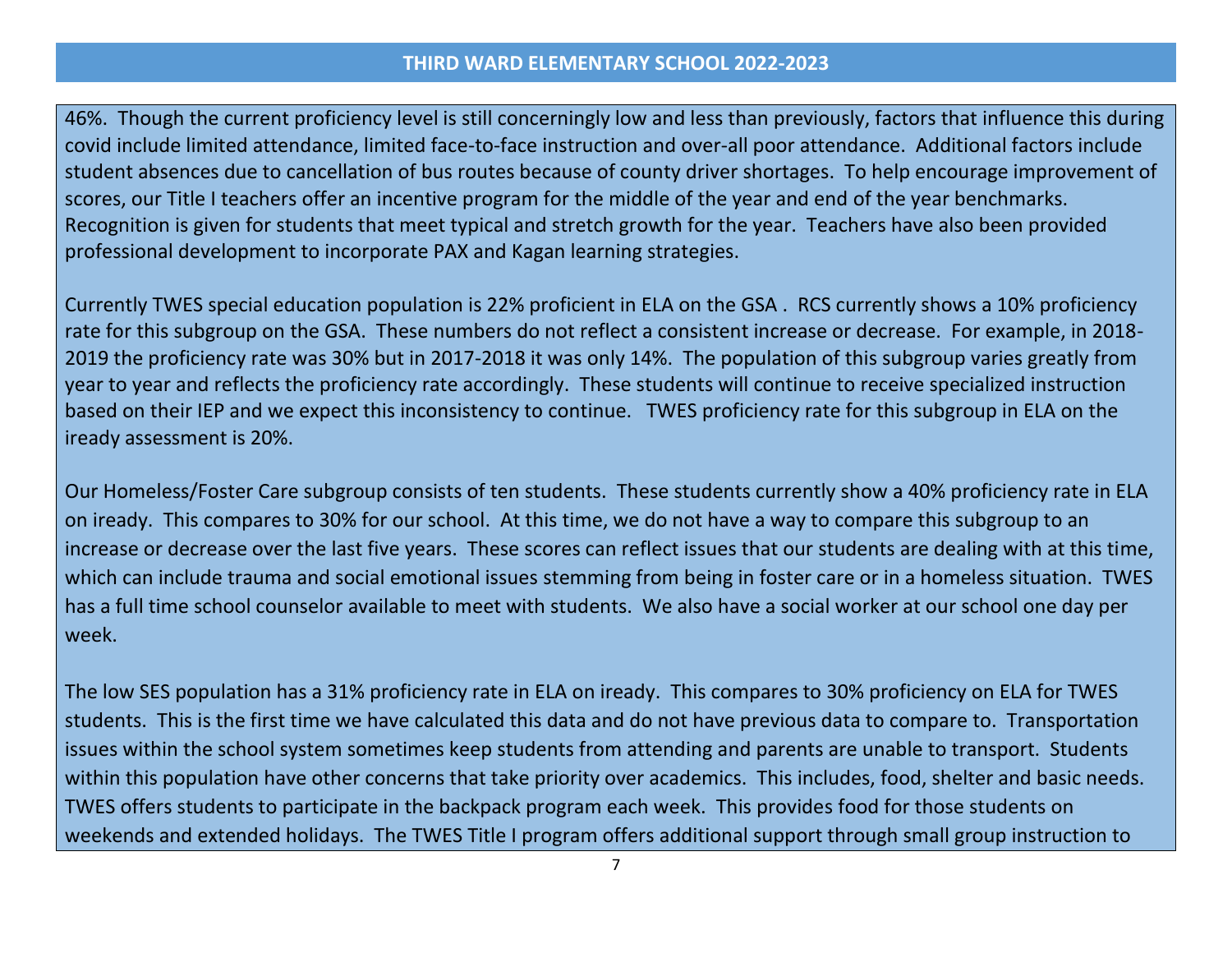46%. Though the current proficiency level is still concerningly low and less than previously, factors that influence this during covid include limited attendance, limited face-to-face instruction and over-all poor attendance. Additional factors include student absences due to cancellation of bus routes because of county driver shortages. To help encourage improvement of scores, our Title I teachers offer an incentive program for the middle of the year and end of the year benchmarks. Recognition is given for students that meet typical and stretch growth for the year. Teachers have also been provided professional development to incorporate PAX and Kagan learning strategies.

Currently TWES special education population is 22% proficient in ELA on the GSA . RCS currently shows a 10% proficiency rate for this subgroup on the GSA. These numbers do not reflect a consistent increase or decrease. For example, in 2018-2019 the proficiency rate was 30% but in 2017-2018 it was only 14%. The population of this subgroup varies greatly from year to year and reflects the proficiency rate accordingly. These students will continue to receive specialized instruction based on their IEP and we expect this inconsistency to continue. TWES proficiency rate for this subgroup in ELA on the iready assessment is 20%.

Our Homeless/Foster Care subgroup consists of ten students. These students currently show a 40% proficiency rate in ELA on iready. This compares to 30% for our school. At this time, we do not have a way to compare this subgroup to an increase or decrease over the last five years. These scores can reflect issues that our students are dealing with at this time, which can include trauma and social emotional issues stemming from being in foster care or in a homeless situation. TWES has a full time school counselor available to meet with students. We also have a social worker at our school one day per week.

The low SES population has a 31% proficiency rate in ELA on iready. This compares to 30% proficiency on ELA for TWES students. This is the first time we have calculated this data and do not have previous data to compare to. Transportation issues within the school system sometimes keep students from attending and parents are unable to transport. Students within this population have other concerns that take priority over academics. This includes, food, shelter and basic needs. TWES offers students to participate in the backpack program each week. This provides food for those students on weekends and extended holidays. The TWES Title I program offers additional support through small group instruction to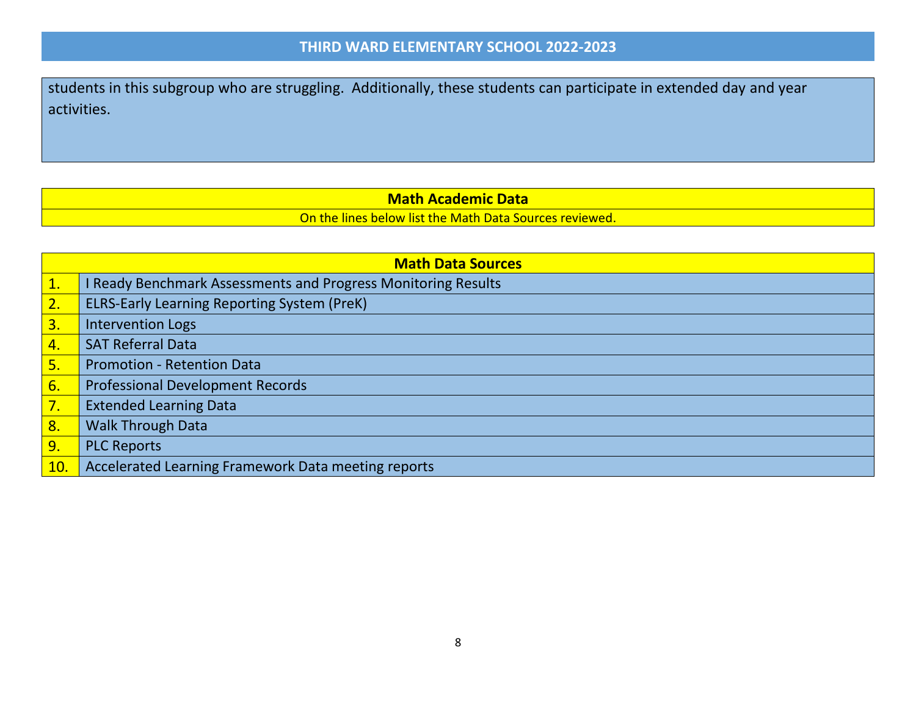students in this subgroup who are struggling.  Additionally, these students can participate in extended day and year activities.

**Math Academic Data**

On the lines below list the Math Data Sources reviewed.

| Math Data Sources | |
|---|---|
| 1. | I Ready Benchmark Assessments and Progress Monitoring Results |
| 2. | ELRS-Early Learning Reporting System (PreK) |
| 3. | Intervention Logs |
| 4. | SAT Referral Data |
| 5. | Promotion - Retention Data |
| 6. | Professional Development Records |
| 7. | Extended Learning Data |
| 8. | Walk Through Data |
| 9. | PLC Reports |
| 10. | Accelerated Learning Framework Data meeting reports |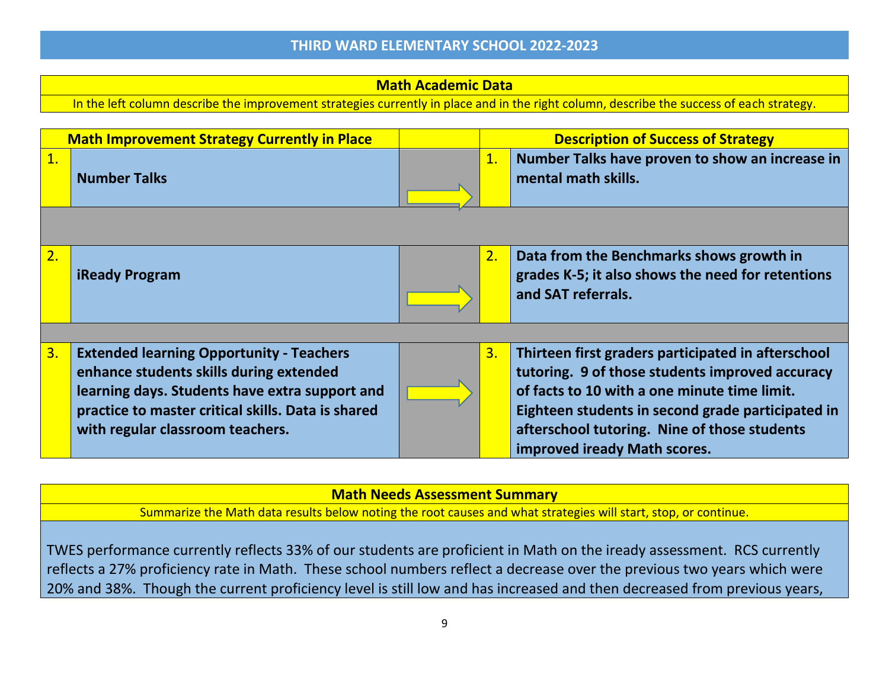# THIRD WARD ELEMENTARY SCHOOL 2022-2023

## Math Academic Data

In the left column describe the improvement strategies currently in place and in the right column, describe the success of each strategy.

| | Math Improvement Strategy Currently in Place | | | Description of Success of Strategy |
|---|---|---|---|---|
| 1. | **Number Talks** | → | 1. | **Number Talks have proven to show an increase in mental math skills.** |
| 2. | **iReady Program** | → | 2. | **Data from the Benchmarks shows growth in grades K-5; it also shows the need for retentions and SAT referrals.** |
| 3. | **Extended learning Opportunity - Teachers enhance students skills during extended learning days. Students have extra support and practice to master critical skills. Data is shared with regular classroom teachers.** | → | 3. | **Thirteen first graders participated in afterschool tutoring. 9 of those students improved accuracy of facts to 10 with a one minute time limit. Eighteen students in second grade participated in afterschool tutoring. Nine of those students improved iready Math scores.** |

## Math Needs Assessment Summary

Summarize the Math data results below noting the root causes and what strategies will start, stop, or continue.

TWES performance currently reflects 33% of our students are proficient in Math on the iready assessment. RCS currently reflects a 27% proficiency rate in Math. These school numbers reflect a decrease over the previous two years which were 20% and 38%. Though the current proficiency level is still low and has increased and then decreased from previous years,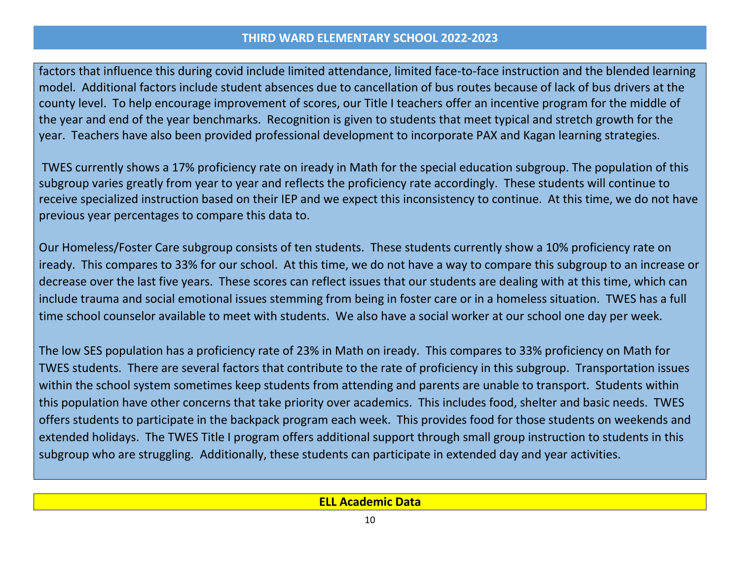factors that influence this during covid include limited attendance, limited face-to-face instruction and the blended learning model. Additional factors include student absences due to cancellation of bus routes because of lack of bus drivers at the county level. To help encourage improvement of scores, our Title I teachers offer an incentive program for the middle of the year and end of the year benchmarks. Recognition is given to students that meet typical and stretch growth for the year. Teachers have also been provided professional development to incorporate PAX and Kagan learning strategies.

TWES currently shows a 17% proficiency rate on iready in Math for the special education subgroup. The population of this subgroup varies greatly from year to year and reflects the proficiency rate accordingly. These students will continue to receive specialized instruction based on their IEP and we expect this inconsistency to continue. At this time, we do not have previous year percentages to compare this data to.

Our Homeless/Foster Care subgroup consists of ten students. These students currently show a 10% proficiency rate on iready. This compares to 33% for our school. At this time, we do not have a way to compare this subgroup to an increase or decrease over the last five years. These scores can reflect issues that our students are dealing with at this time, which can include trauma and social emotional issues stemming from being in foster care or in a homeless situation. TWES has a full time school counselor available to meet with students. We also have a social worker at our school one day per week.

The low SES population has a proficiency rate of 23% in Math on iready. This compares to 33% proficiency on Math for TWES students. There are several factors that contribute to the rate of proficiency in this subgroup. Transportation issues within the school system sometimes keep students from attending and parents are unable to transport. Students within this population have other concerns that take priority over academics. This includes food, shelter and basic needs. TWES offers students to participate in the backpack program each week. This provides food for those students on weekends and extended holidays. The TWES Title I program offers additional support through small group instruction to students in this subgroup who are struggling. Additionally, these students can participate in extended day and year activities.

## ELL Academic Data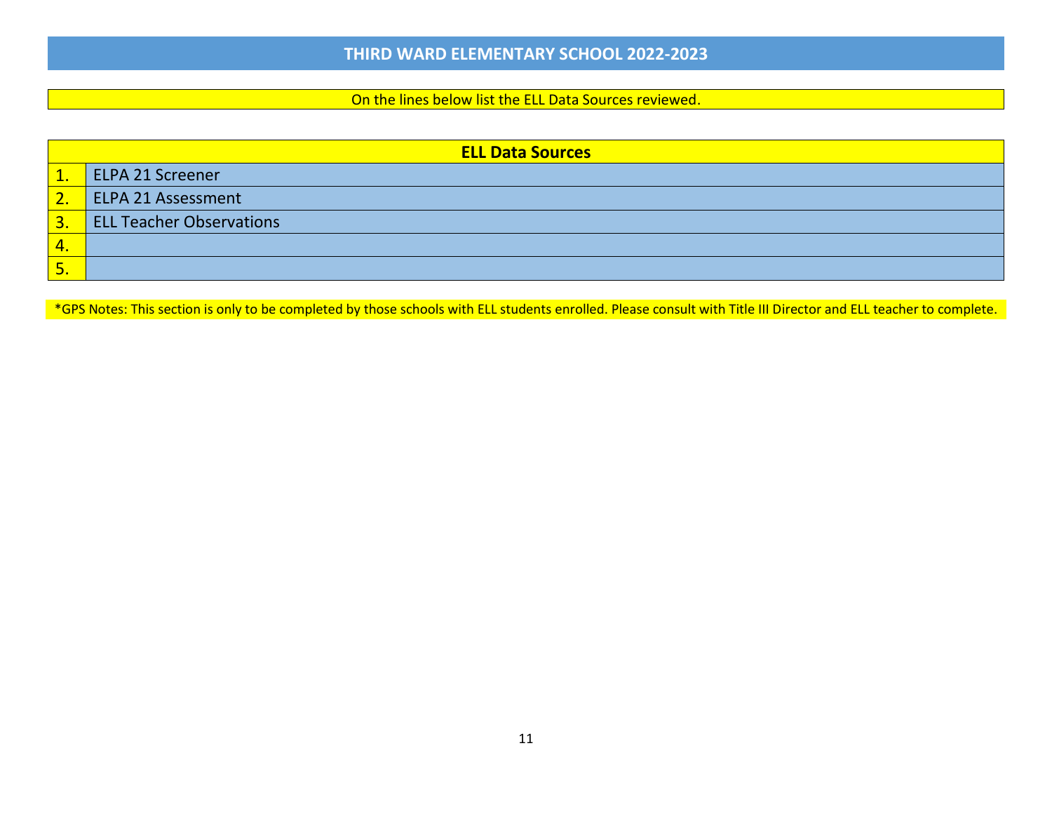# THIRD WARD ELEMENTARY SCHOOL 2022-2023

On the lines below list the ELL Data Sources reviewed.

| ELL Data Sources | |
|---|---|
| 1. | ELPA 21 Screener |
| 2. | ELPA 21 Assessment |
| 3. | ELL Teacher Observations |
| 4. | |
| 5. | |

*GPS Notes: This section is only to be completed by those schools with ELL students enrolled. Please consult with Title III Director and ELL teacher to complete.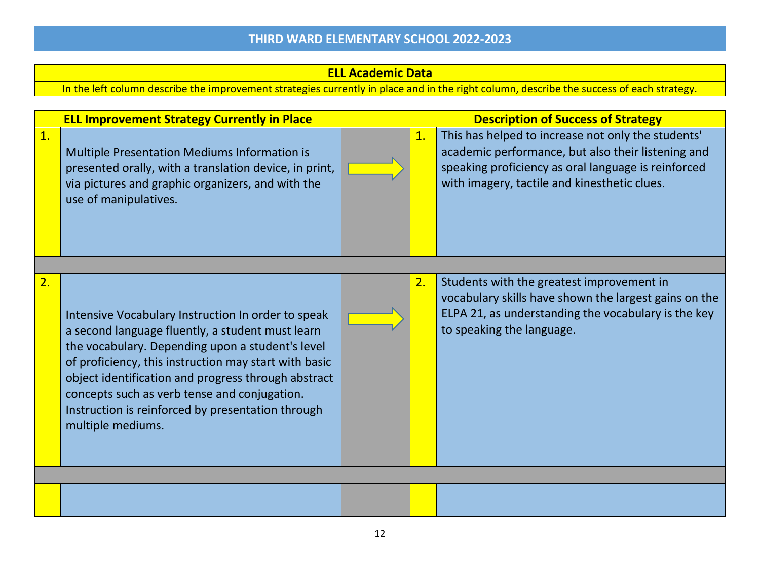# THIRD WARD ELEMENTARY SCHOOL 2022-2023

## ELL Academic Data

In the left column describe the improvement strategies currently in place and in the right column, describe the success of each strategy.

| | ELL Improvement Strategy Currently in Place | | | Description of Success of Strategy |
|---|---|---|---|---|
| 1. | Multiple Presentation Mediums Information is presented orally, with a translation device, in print, via pictures and graphic organizers, and with the use of manipulatives. | → | 1. | This has helped to increase not only the students' academic performance, but also their listening and speaking proficiency as oral language is reinforced with imagery, tactile and kinesthetic clues. |
| 2. | Intensive Vocabulary Instruction In order to speak a second language fluently, a student must learn the vocabulary. Depending upon a student's level of proficiency, this instruction may start with basic object identification and progress through abstract concepts such as verb tense and conjugation. Instruction is reinforced by presentation through multiple mediums. | → | 2. | Students with the greatest improvement in vocabulary skills have shown the largest gains on the ELPA 21, as understanding the vocabulary is the key to speaking the language. |
| | | | | |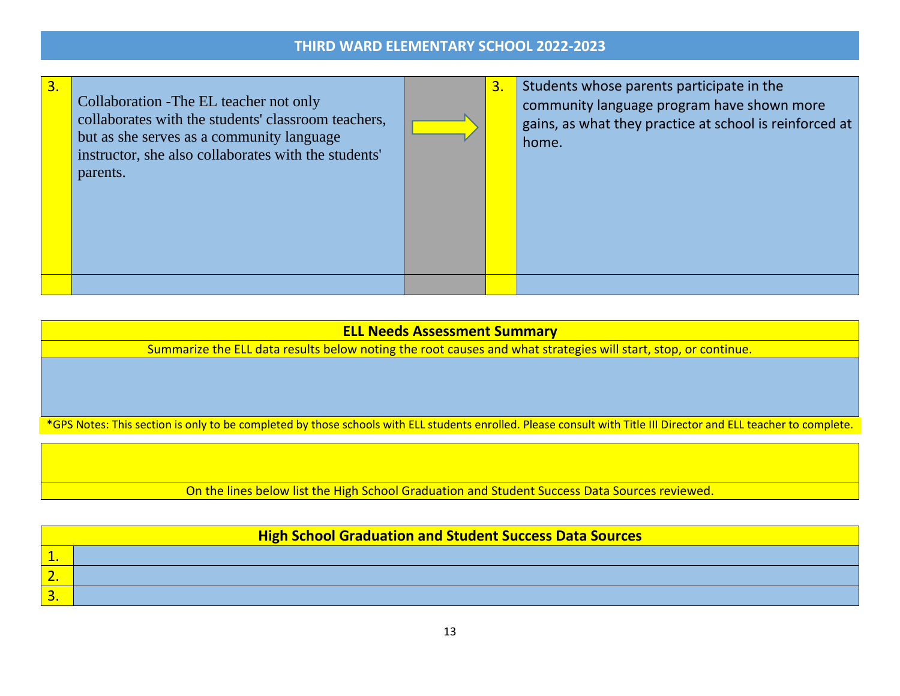## THIRD WARD ELEMENTARY SCHOOL 2022-2023

| | | | | |
|---|---|---|---|---|
| 3. | Collaboration -The EL teacher not only collaborates with the students' classroom teachers, but as she serves as a community language instructor, she also collaborates with the students' parents. | ➡ | 3. | Students whose parents participate in the community language program have shown more gains, as what they practice at school is reinforced at home. |
| | | | | |

| ELL Needs Assessment Summary |
|---|
| Summarize the ELL data results below noting the root causes and what strategies will start, stop, or continue. |
| |

*GPS Notes: This section is only to be completed by those schools with ELL students enrolled. Please consult with Title III Director and ELL teacher to complete.

On the lines below list the High School Graduation and Student Success Data Sources reviewed.

| High School Graduation and Student Success Data Sources | |
|---|---|
| 1. | |
| 2. | |
| 3. | |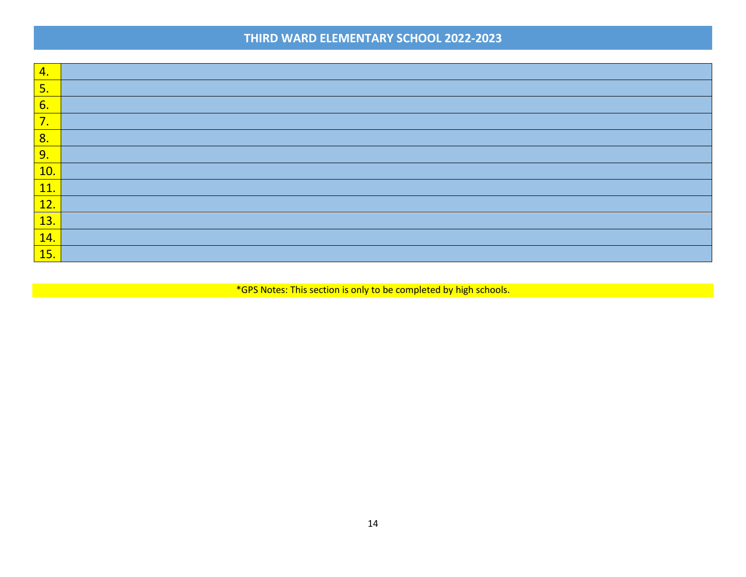# THIRD WARD ELEMENTARY SCHOOL 2022-2023

| | |
|---|---|
| 4. | |
| 5. | |
| 6. | |
| 7. | |
| 8. | |
| 9. | |
| 10. | |
| 11. | |
| 12. | |
| 13. | |
| 14. | |
| 15. | |

*GPS Notes: This section is only to be completed by high schools.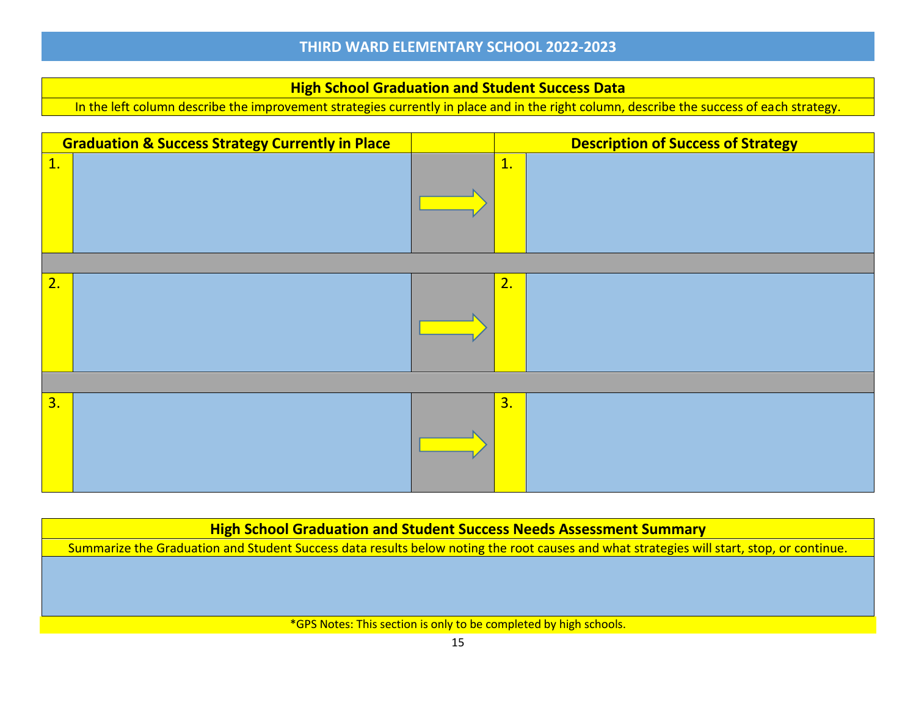# THIRD WARD ELEMENTARY SCHOOL 2022-2023

## High School Graduation and Student Success Data

In the left column describe the improvement strategies currently in place and in the right column, describe the success of each strategy.

| Graduation & Success Strategy Currently in Place | | Description of Success of Strategy |
|---|---|---|
| 1. | → | 1. |
| 2. | → | 2. |
| 3. | → | 3. |

## High School Graduation and Student Success Needs Assessment Summary

Summarize the Graduation and Student Success data results below noting the root causes and what strategies will start, stop, or continue.

*GPS Notes: This section is only to be completed by high schools.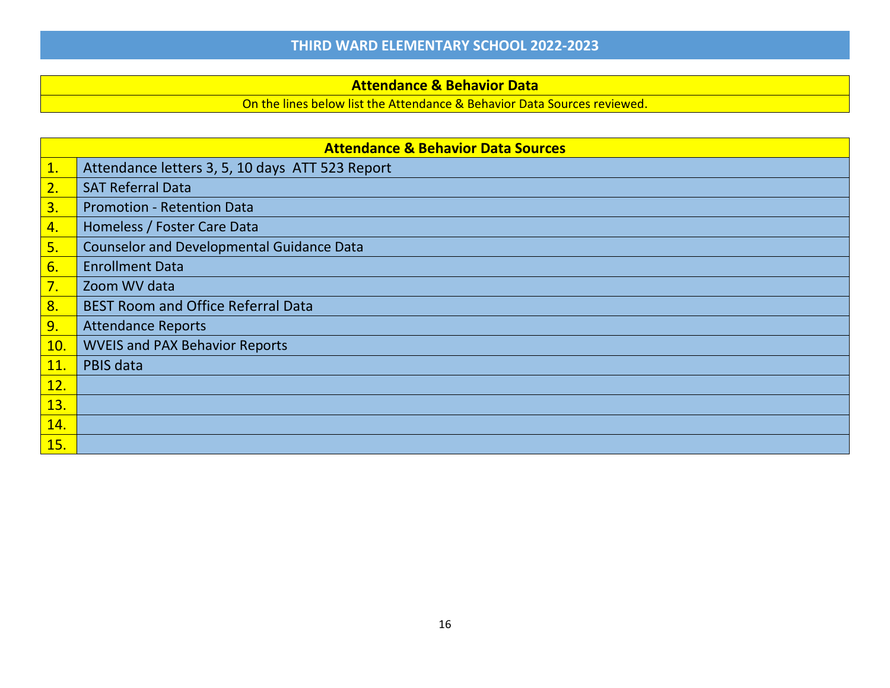# THIRD WARD ELEMENTARY SCHOOL 2022-2023

## Attendance & Behavior Data

On the lines below list the Attendance & Behavior Data Sources reviewed.

| Attendance & Behavior Data Sources | |
|---|---|
| 1. | Attendance letters 3, 5, 10 days  ATT 523 Report |
| 2. | SAT Referral Data |
| 3. | Promotion - Retention Data |
| 4. | Homeless / Foster Care Data |
| 5. | Counselor and Developmental Guidance Data |
| 6. | Enrollment Data |
| 7. | Zoom WV data |
| 8. | BEST Room and Office Referral Data |
| 9. | Attendance Reports |
| 10. | WVEIS and PAX Behavior Reports |
| 11. | PBIS data |
| 12. | |
| 13. | |
| 14. | |
| 15. | |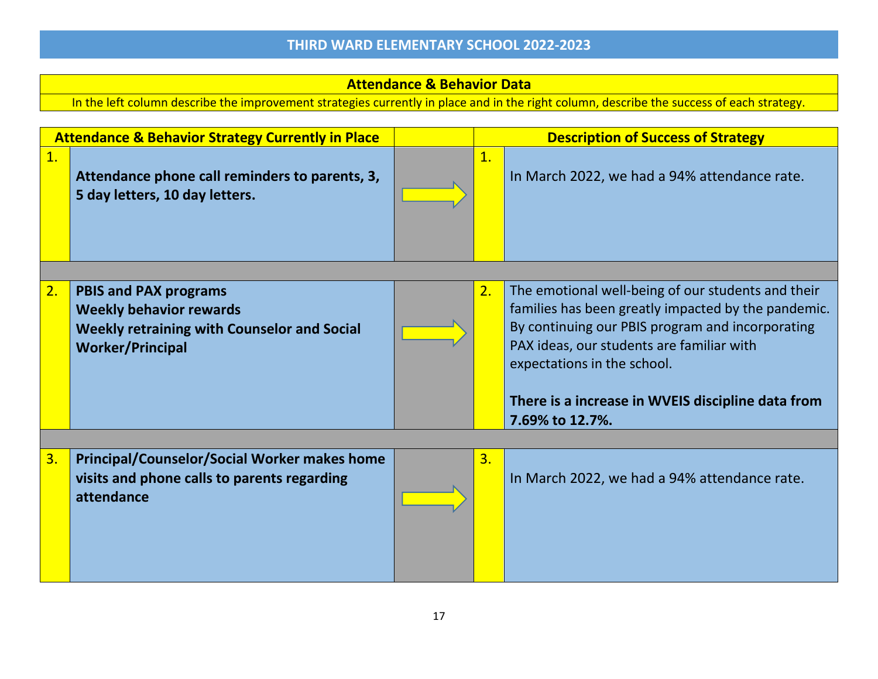# THIRD WARD ELEMENTARY SCHOOL 2022-2023

## Attendance & Behavior Data

In the left column describe the improvement strategies currently in place and in the right column, describe the success of each strategy.

| | Attendance & Behavior Strategy Currently in Place | | | Description of Success of Strategy |
|---|---|---|---|---|
| 1. | **Attendance phone call reminders to parents, 3, 5 day letters, 10 day letters.** | → | 1. | In March 2022, we had a 94% attendance rate. |
| 2. | **PBIS and PAX programs**<br>**Weekly behavior rewards**<br>**Weekly retraining with Counselor and Social Worker/Principal** | → | 2. | The emotional well-being of our students and their families has been greatly impacted by the pandemic. By continuing our PBIS program and incorporating PAX ideas, our students are familiar with expectations in the school.<br><br>**There is a increase in WVEIS discipline data from 7.69% to 12.7%.** |
| 3. | **Principal/Counselor/Social Worker makes home visits and phone calls to parents regarding attendance** | → | 3. | In March 2022, we had a 94% attendance rate. |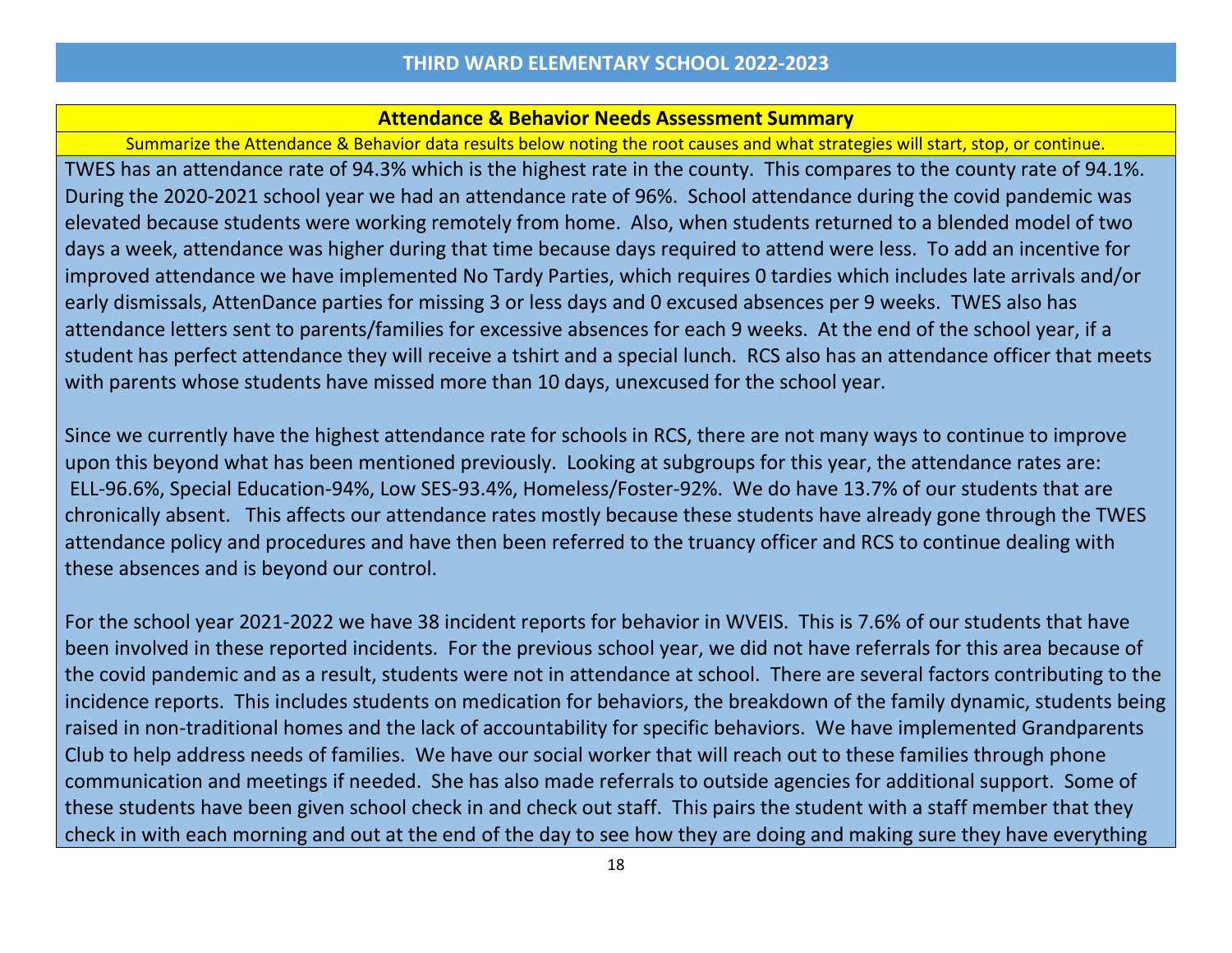# THIRD WARD ELEMENTARY SCHOOL 2022-2023

## Attendance & Behavior Needs Assessment Summary

Summarize the Attendance & Behavior data results below noting the root causes and what strategies will start, stop, or continue.

TWES has an attendance rate of 94.3% which is the highest rate in the county. This compares to the county rate of 94.1%. During the 2020-2021 school year we had an attendance rate of 96%. School attendance during the covid pandemic was elevated because students were working remotely from home. Also, when students returned to a blended model of two days a week, attendance was higher during that time because days required to attend were less. To add an incentive for improved attendance we have implemented No Tardy Parties, which requires 0 tardies which includes late arrivals and/or early dismissals, AttenDance parties for missing 3 or less days and 0 excused absences per 9 weeks. TWES also has attendance letters sent to parents/families for excessive absences for each 9 weeks. At the end of the school year, if a student has perfect attendance they will receive a tshirt and a special lunch. RCS also has an attendance officer that meets with parents whose students have missed more than 10 days, unexcused for the school year.

Since we currently have the highest attendance rate for schools in RCS, there are not many ways to continue to improve upon this beyond what has been mentioned previously. Looking at subgroups for this year, the attendance rates are: ELL-96.6%, Special Education-94%, Low SES-93.4%, Homeless/Foster-92%. We do have 13.7% of our students that are chronically absent. This affects our attendance rates mostly because these students have already gone through the TWES attendance policy and procedures and have then been referred to the truancy officer and RCS to continue dealing with these absences and is beyond our control.

For the school year 2021-2022 we have 38 incident reports for behavior in WVEIS. This is 7.6% of our students that have been involved in these reported incidents. For the previous school year, we did not have referrals for this area because of the covid pandemic and as a result, students were not in attendance at school. There are several factors contributing to the incidence reports. This includes students on medication for behaviors, the breakdown of the family dynamic, students being raised in non-traditional homes and the lack of accountability for specific behaviors. We have implemented Grandparents Club to help address needs of families. We have our social worker that will reach out to these families through phone communication and meetings if needed. She has also made referrals to outside agencies for additional support. Some of these students have been given school check in and check out staff. This pairs the student with a staff member that they check in with each morning and out at the end of the day to see how they are doing and making sure they have everything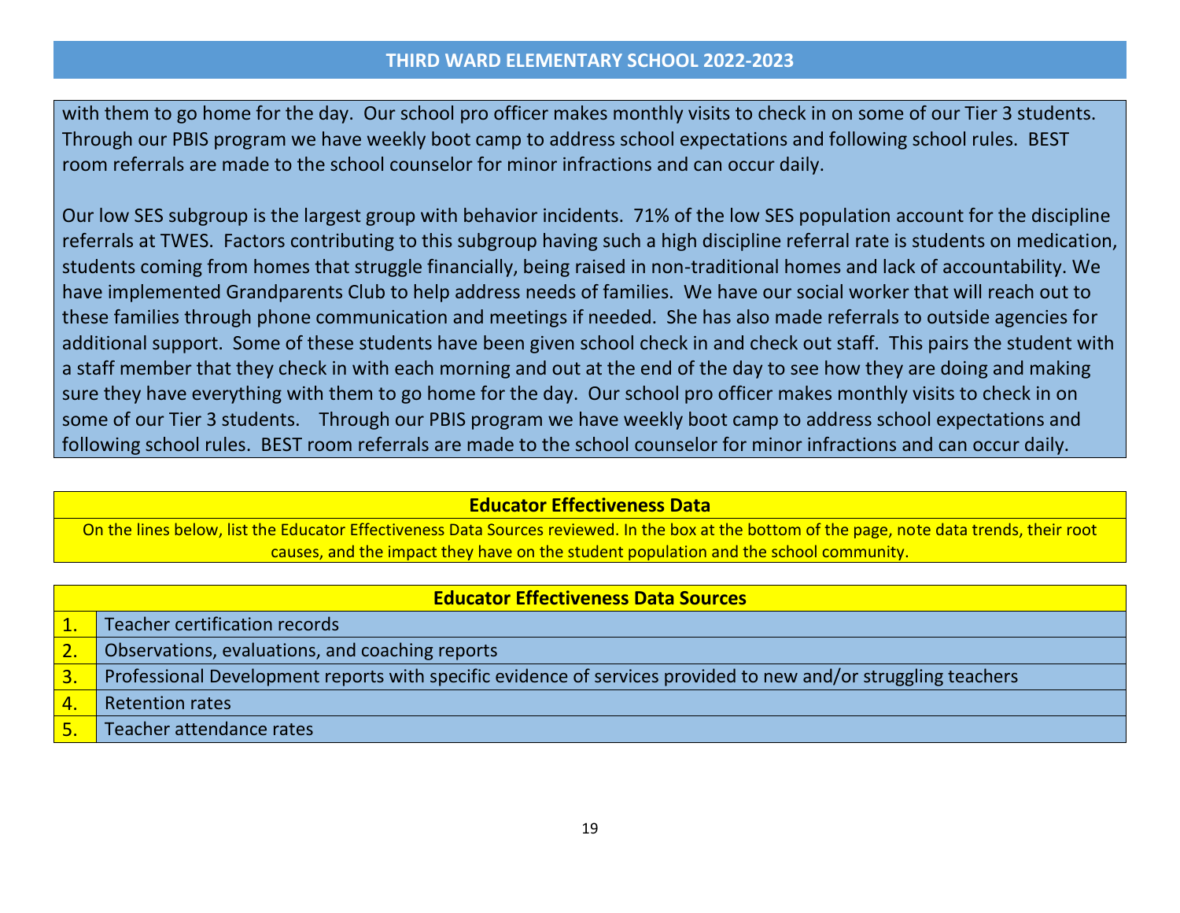with them to go home for the day. Our school pro officer makes monthly visits to check in on some of our Tier 3 students. Through our PBIS program we have weekly boot camp to address school expectations and following school rules. BEST room referrals are made to the school counselor for minor infractions and can occur daily.

Our low SES subgroup is the largest group with behavior incidents. 71% of the low SES population account for the discipline referrals at TWES. Factors contributing to this subgroup having such a high discipline referral rate is students on medication, students coming from homes that struggle financially, being raised in non-traditional homes and lack of accountability. We have implemented Grandparents Club to help address needs of families. We have our social worker that will reach out to these families through phone communication and meetings if needed. She has also made referrals to outside agencies for additional support. Some of these students have been given school check in and check out staff. This pairs the student with a staff member that they check in with each morning and out at the end of the day to see how they are doing and making sure they have everything with them to go home for the day. Our school pro officer makes monthly visits to check in on some of our Tier 3 students. Through our PBIS program we have weekly boot camp to address school expectations and following school rules. BEST room referrals are made to the school counselor for minor infractions and can occur daily.

## Educator Effectiveness Data

On the lines below, list the Educator Effectiveness Data Sources reviewed. In the box at the bottom of the page, note data trends, their root causes, and the impact they have on the student population and the school community.

| | Educator Effectiveness Data Sources |
|---|---|
| 1. | Teacher certification records |
| 2. | Observations, evaluations, and coaching reports |
| 3. | Professional Development reports with specific evidence of services provided to new and/or struggling teachers |
| 4. | Retention rates |
| 5. | Teacher attendance rates |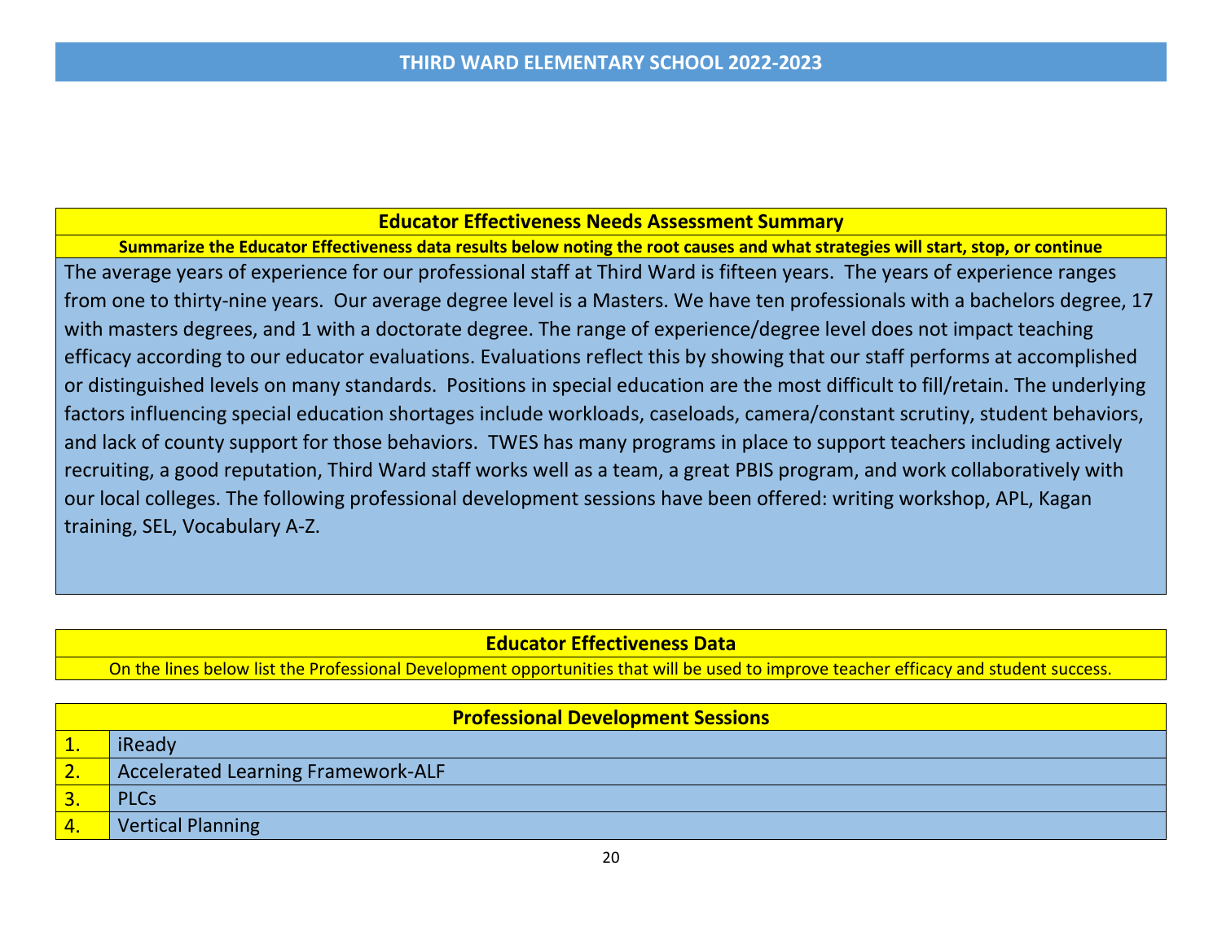# THIRD WARD ELEMENTARY SCHOOL 2022-2023

## Educator Effectiveness Needs Assessment Summary

**Summarize the Educator Effectiveness data results below noting the root causes and what strategies will start, stop, or continue**

The average years of experience for our professional staff at Third Ward is fifteen years. The years of experience ranges from one to thirty-nine years. Our average degree level is a Masters. We have ten professionals with a bachelors degree, 17 with masters degrees, and 1 with a doctorate degree. The range of experience/degree level does not impact teaching efficacy according to our educator evaluations. Evaluations reflect this by showing that our staff performs at accomplished or distinguished levels on many standards. Positions in special education are the most difficult to fill/retain. The underlying factors influencing special education shortages include workloads, caseloads, camera/constant scrutiny, student behaviors, and lack of county support for those behaviors. TWES has many programs in place to support teachers including actively recruiting, a good reputation, Third Ward staff works well as a team, a great PBIS program, and work collaboratively with our local colleges. The following professional development sessions have been offered: writing workshop, APL, Kagan training, SEL, Vocabulary A-Z.

## Educator Effectiveness Data

On the lines below list the Professional Development opportunities that will be used to improve teacher efficacy and student success.

| Professional Development Sessions | |
|---|---|
| 1. | iReady |
| 2. | Accelerated Learning Framework-ALF |
| 3. | PLCs |
| 4. | Vertical Planning |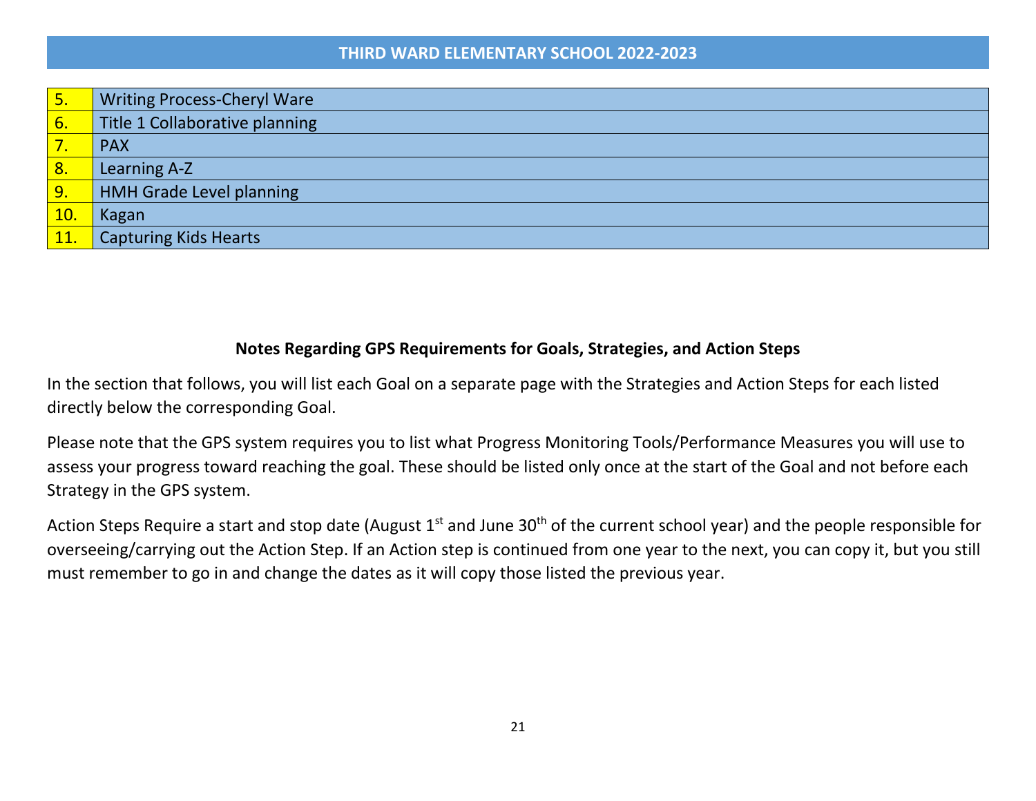| 5. | Writing Process-Cheryl Ware |
|---|---|
| 6. | Title 1 Collaborative planning |
| 7. | PAX |
| 8. | Learning A-Z |
| 9. | HMH Grade Level planning |
| 10. | Kagan |
| 11. | Capturing Kids Hearts |

**Notes Regarding GPS Requirements for Goals, Strategies, and Action Steps**

In the section that follows, you will list each Goal on a separate page with the Strategies and Action Steps for each listed directly below the corresponding Goal.

Please note that the GPS system requires you to list what Progress Monitoring Tools/Performance Measures you will use to assess your progress toward reaching the goal. These should be listed only once at the start of the Goal and not before each Strategy in the GPS system.

Action Steps Require a start and stop date (August 1st and June 30th of the current school year) and the people responsible for overseeing/carrying out the Action Step. If an Action step is continued from one year to the next, you can copy it, but you still must remember to go in and change the dates as it will copy those listed the previous year.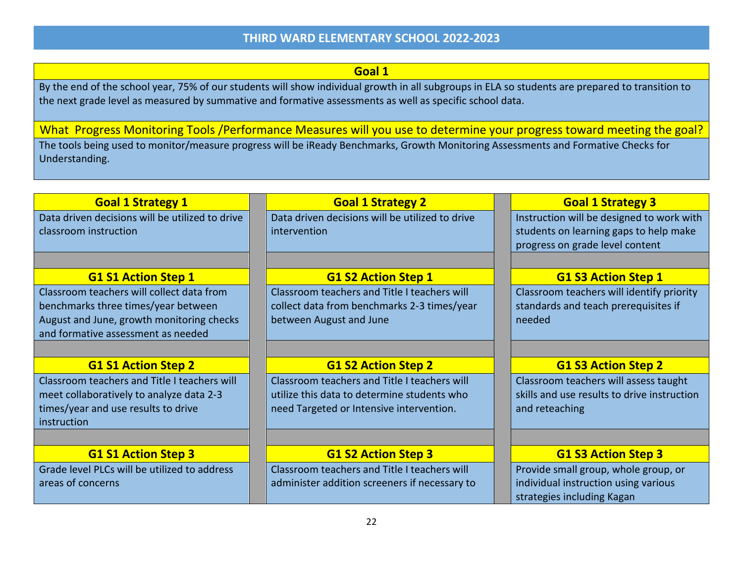## THIRD WARD ELEMENTARY SCHOOL 2022-2023

### Goal 1

By the end of the school year, 75% of our students will show individual growth in all subgroups in ELA so students are prepared to transition to the next grade level as measured by summative and formative assessments as well as specific school data.

### What Progress Monitoring Tools /Performance Measures will you use to determine your progress toward meeting the goal?

The tools being used to monitor/measure progress will be iReady Benchmarks, Growth Monitoring Assessments and Formative Checks for Understanding.

| Goal 1 Strategy 1 | Goal 1 Strategy 2 | Goal 1 Strategy 3 |
|---|---|---|
| Data driven decisions will be utilized to drive classroom instruction | Data driven decisions will be utilized to drive intervention | Instruction will be designed to work with students on learning gaps to help make progress on grade level content |
| **G1 S1 Action Step 1** | **G1 S2 Action Step 1** | **G1 S3 Action Step 1** |
| Classroom teachers will collect data from benchmarks three times/year between August and June, growth monitoring checks and formative assessment as needed | Classroom teachers and Title I teachers will collect data from benchmarks 2-3 times/year between August and June | Classroom teachers will identify priority standards and teach prerequisites if needed |
| **G1 S1 Action Step 2** | **G1 S2 Action Step 2** | **G1 S3 Action Step 2** |
| Classroom teachers and Title I teachers will meet collaboratively to analyze data 2-3 times/year and use results to drive instruction | Classroom teachers and Title I teachers will utilize this data to determine students who need Targeted or Intensive intervention. | Classroom teachers will assess taught skills and use results to drive instruction and reteaching |
| **G1 S1 Action Step 3** | **G1 S2 Action Step 3** | **G1 S3 Action Step 3** |
| Grade level PLCs will be utilized to address areas of concerns | Classroom teachers and Title I teachers will administer addition screeners if necessary to | Provide small group, whole group, or individual instruction using various strategies including Kagan |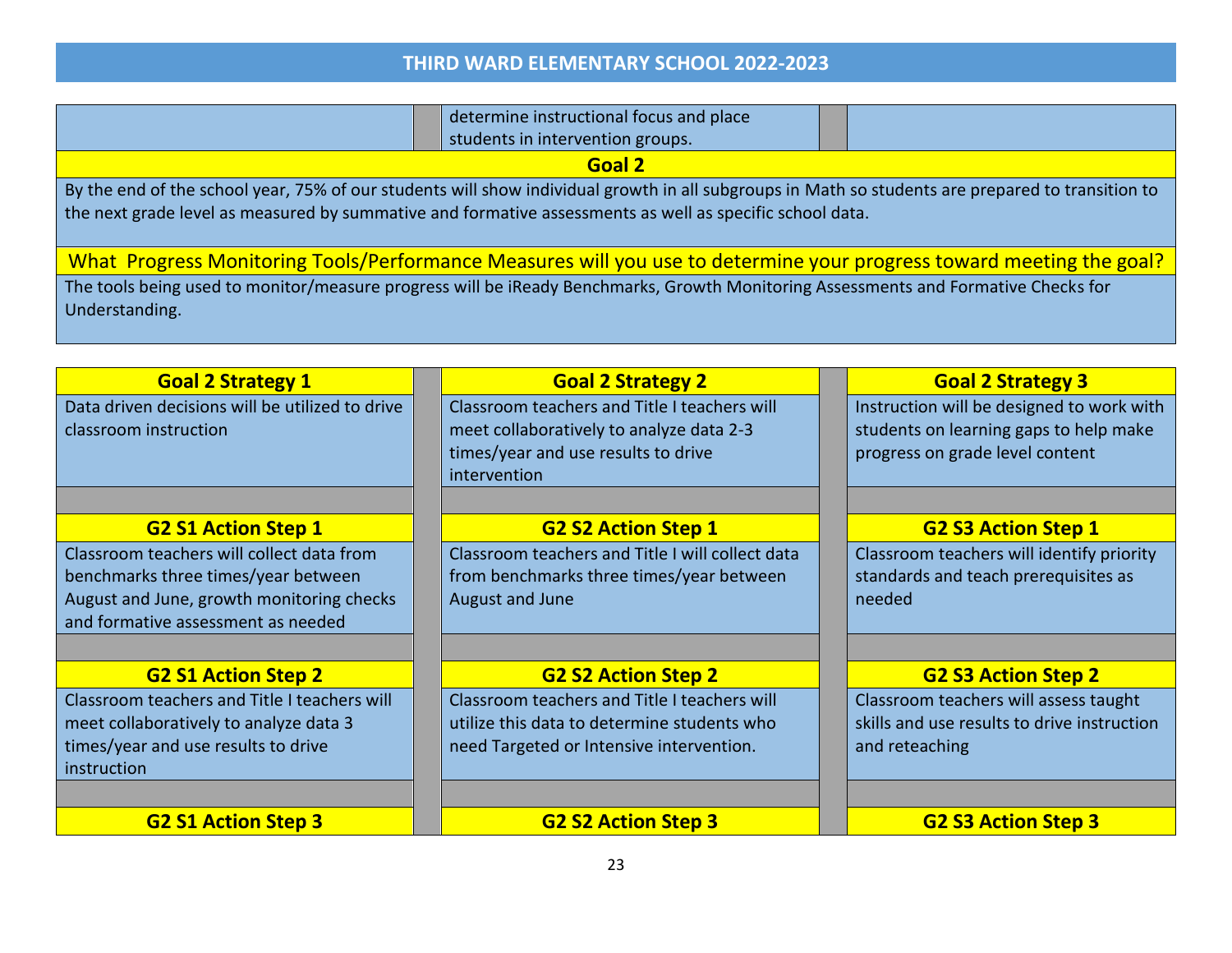determine instructional focus and place students in intervention groups.

## Goal 2

By the end of the school year, 75% of our students will show individual growth in all subgroups in Math so students are prepared to transition to the next grade level as measured by summative and formative assessments as well as specific school data.

### What Progress Monitoring Tools/Performance Measures will you use to determine your progress toward meeting the goal?

The tools being used to monitor/measure progress will be iReady Benchmarks, Growth Monitoring Assessments and Formative Checks for Understanding.

| Goal 2 Strategy 1 | Goal 2 Strategy 2 | Goal 2 Strategy 3 |
|---|---|---|
| Data driven decisions will be utilized to drive classroom instruction | Classroom teachers and Title I teachers will meet collaboratively to analyze data 2-3 times/year and use results to drive intervention | Instruction will be designed to work with students on learning gaps to help make progress on grade level content |
| **G2 S1 Action Step 1** | **G2 S2 Action Step 1** | **G2 S3 Action Step 1** |
| Classroom teachers will collect data from benchmarks three times/year between August and June, growth monitoring checks and formative assessment as needed | Classroom teachers and Title I will collect data from benchmarks three times/year between August and June | Classroom teachers will identify priority standards and teach prerequisites as needed |
| **G2 S1 Action Step 2** | **G2 S2 Action Step 2** | **G2 S3 Action Step 2** |
| Classroom teachers and Title I teachers will meet collaboratively to analyze data 3 times/year and use results to drive instruction | Classroom teachers and Title I teachers will utilize this data to determine students who need Targeted or Intensive intervention. | Classroom teachers will assess taught skills and use results to drive instruction and reteaching |
| **G2 S1 Action Step 3** | **G2 S2 Action Step 3** | **G2 S3 Action Step 3** |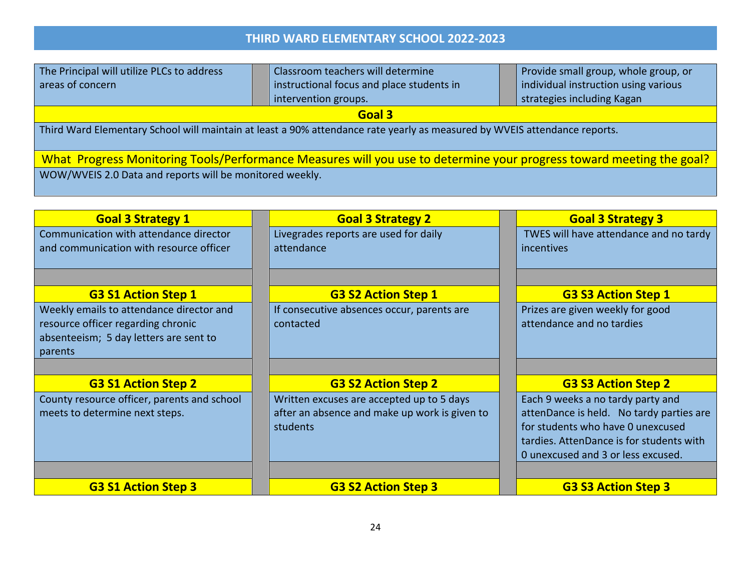# THIRD WARD ELEMENTARY SCHOOL 2022-2023

| | | |
|---|---|---|
| The Principal will utilize PLCs to address areas of concern | Classroom teachers will determine instructional focus and place students in intervention groups. | Provide small group, whole group, or individual instruction using various strategies including Kagan |

## Goal 3

Third Ward Elementary School will maintain at least a 90% attendance rate yearly as measured by WVEIS attendance reports.

**What Progress Monitoring Tools/Performance Measures will you use to determine your progress toward meeting the goal?**

WOW/WVEIS 2.0 Data and reports will be monitored weekly.

| Goal 3 Strategy 1 | Goal 3 Strategy 2 | Goal 3 Strategy 3 |
|---|---|---|
| Communication with attendance director and communication with resource officer | Livegrades reports are used for daily attendance | TWES will have attendance and no tardy incentives |
| **G3 S1 Action Step 1** | **G3 S2 Action Step 1** | **G3 S3 Action Step 1** |
| Weekly emails to attendance director and resource officer regarding chronic absenteeism; 5 day letters are sent to parents | If consecutive absences occur, parents are contacted | Prizes are given weekly for good attendance and no tardies |
| **G3 S1 Action Step 2** | **G3 S2 Action Step 2** | **G3 S3 Action Step 2** |
| County resource officer, parents and school meets to determine next steps. | Written excuses are accepted up to 5 days after an absence and make up work is given to students | Each 9 weeks a no tardy party and attenDance is held. No tardy parties are for students who have 0 unexcused tardies. AttenDance is for students with 0 unexcused and 3 or less excused. |
| **G3 S1 Action Step 3** | **G3 S2 Action Step 3** | **G3 S3 Action Step 3** |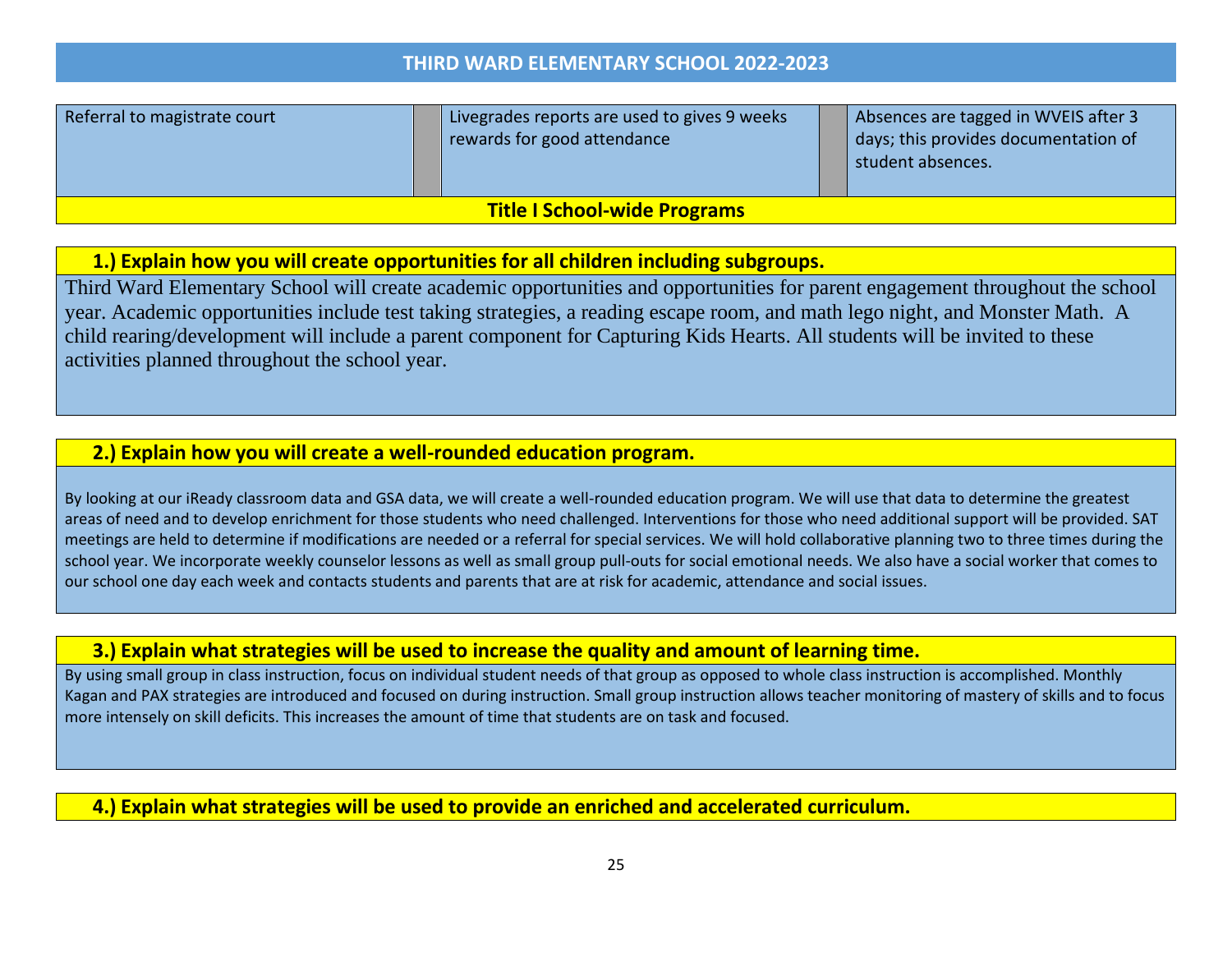| Referral to magistrate court | | Livegrades reports are used to gives 9 weeks rewards for good attendance | | Absences are tagged in WVEIS after 3 days; this provides documentation of student absences. |
|---|---|---|---|---|

## Title I School-wide Programs

### 1.) Explain how you will create opportunities for all children including subgroups.

Third Ward Elementary School will create academic opportunities and opportunities for parent engagement throughout the school year. Academic opportunities include test taking strategies, a reading escape room, and math lego night, and Monster Math. A child rearing/development will include a parent component for Capturing Kids Hearts. All students will be invited to these activities planned throughout the school year.

### 2.) Explain how you will create a well-rounded education program.

By looking at our iReady classroom data and GSA data, we will create a well-rounded education program. We will use that data to determine the greatest areas of need and to develop enrichment for those students who need challenged. Interventions for those who need additional support will be provided. SAT meetings are held to determine if modifications are needed or a referral for special services. We will hold collaborative planning two to three times during the school year. We incorporate weekly counselor lessons as well as small group pull-outs for social emotional needs. We also have a social worker that comes to our school one day each week and contacts students and parents that are at risk for academic, attendance and social issues.

### 3.) Explain what strategies will be used to increase the quality and amount of learning time.

By using small group in class instruction, focus on individual student needs of that group as opposed to whole class instruction is accomplished. Monthly Kagan and PAX strategies are introduced and focused on during instruction. Small group instruction allows teacher monitoring of mastery of skills and to focus more intensely on skill deficits. This increases the amount of time that students are on task and focused.

### 4.) Explain what strategies will be used to provide an enriched and accelerated curriculum.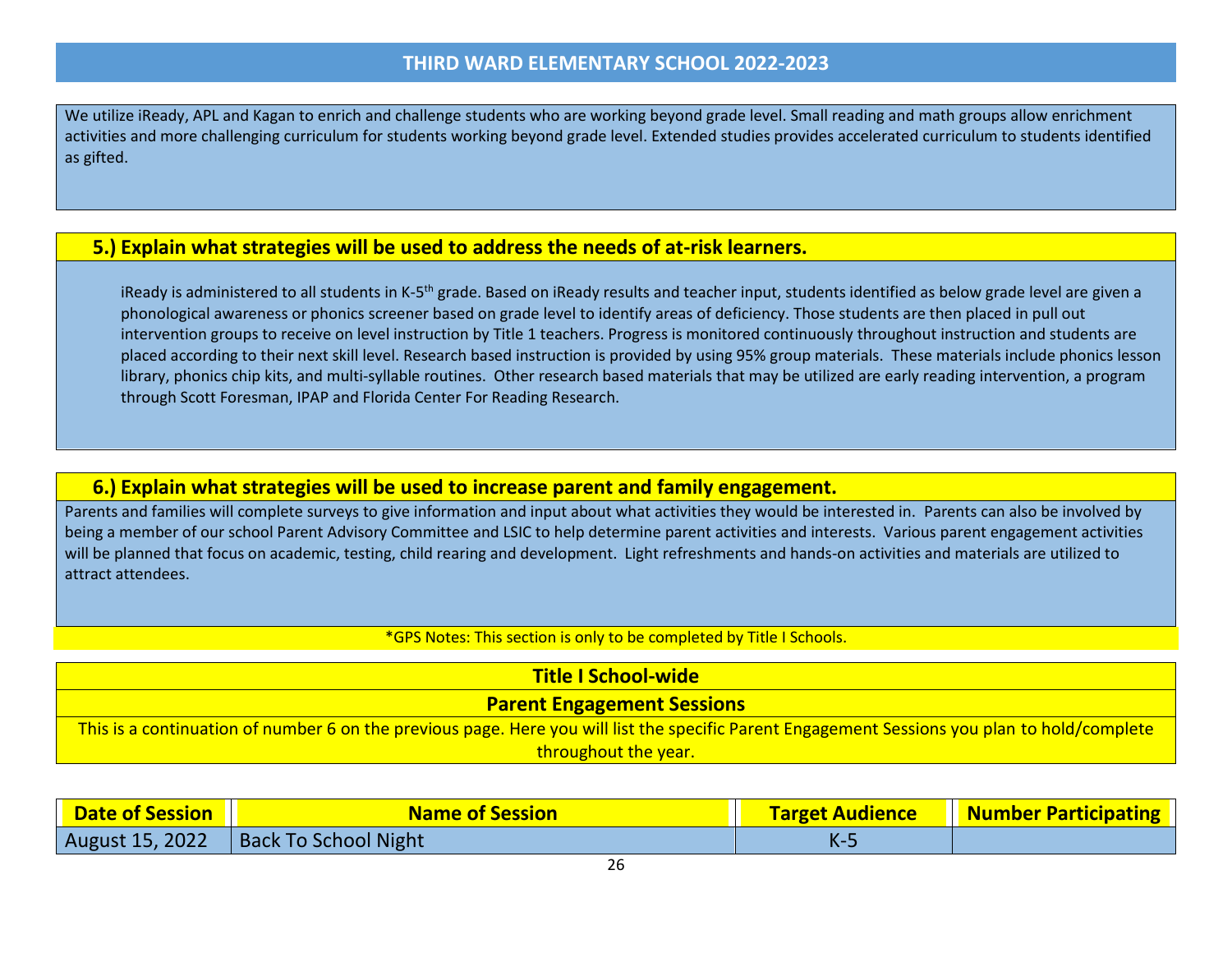# THIRD WARD ELEMENTARY SCHOOL 2022-2023

We utilize iReady, APL and Kagan to enrich and challenge students who are working beyond grade level. Small reading and math groups allow enrichment activities and more challenging curriculum for students working beyond grade level. Extended studies provides accelerated curriculum to students identified as gifted.

## 5.) Explain what strategies will be used to address the needs of at-risk learners.

iReady is administered to all students in K-5th grade. Based on iReady results and teacher input, students identified as below grade level are given a phonological awareness or phonics screener based on grade level to identify areas of deficiency. Those students are then placed in pull out intervention groups to receive on level instruction by Title 1 teachers. Progress is monitored continuously throughout instruction and students are placed according to their next skill level. Research based instruction is provided by using 95% group materials. These materials include phonics lesson library, phonics chip kits, and multi-syllable routines. Other research based materials that may be utilized are early reading intervention, a program through Scott Foresman, IPAP and Florida Center For Reading Research.

## 6.) Explain what strategies will be used to increase parent and family engagement.

Parents and families will complete surveys to give information and input about what activities they would be interested in. Parents can also be involved by being a member of our school Parent Advisory Committee and LSIC to help determine parent activities and interests. Various parent engagement activities will be planned that focus on academic, testing, child rearing and development. Light refreshments and hands-on activities and materials are utilized to attract attendees.

*GPS Notes: This section is only to be completed by Title I Schools.

## Title I School-wide

### Parent Engagement Sessions

This is a continuation of number 6 on the previous page. Here you will list the specific Parent Engagement Sessions you plan to hold/complete throughout the year.

| Date of Session | Name of Session | Target Audience | Number Participating |
|---|---|---|---|
| August 15, 2022 | Back To School Night | K-5 | |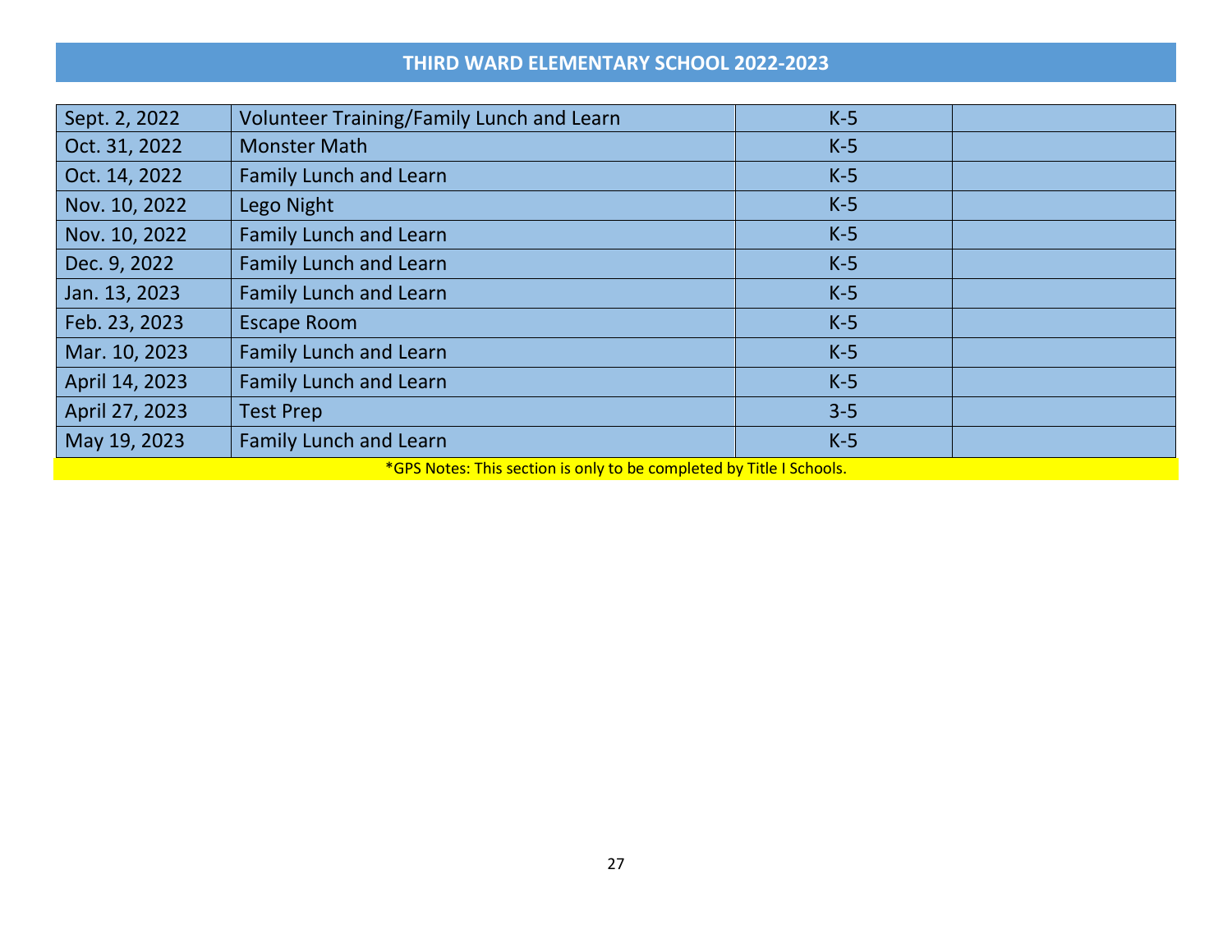## THIRD WARD ELEMENTARY SCHOOL 2022-2023

| | | | |
|---|---|---|---|
| Sept. 2, 2022 | Volunteer Training/Family Lunch and Learn | K-5 | |
| Oct. 31, 2022 | Monster Math | K-5 | |
| Oct. 14, 2022 | Family Lunch and Learn | K-5 | |
| Nov. 10, 2022 | Lego Night | K-5 | |
| Nov. 10, 2022 | Family Lunch and Learn | K-5 | |
| Dec. 9, 2022 | Family Lunch and Learn | K-5 | |
| Jan. 13, 2023 | Family Lunch and Learn | K-5 | |
| Feb. 23, 2023 | Escape Room | K-5 | |
| Mar. 10, 2023 | Family Lunch and Learn | K-5 | |
| April 14, 2023 | Family Lunch and Learn | K-5 | |
| April 27, 2023 | Test Prep | 3-5 | |
| May 19, 2023 | Family Lunch and Learn | K-5 | |

*GPS Notes: This section is only to be completed by Title I Schools.